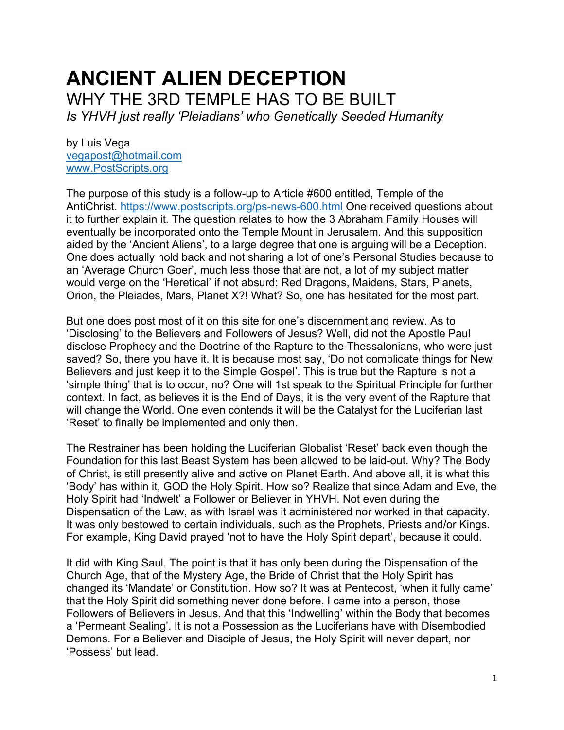# ANCIENT ALIEN DECEPTION

## WHY THE 3RD TEMPLE HAS TO BE BUILT

*Is YHVH just really 'Pleiadians' who Genetically Seeded Humanity*

by Luis Vega
vegapost@hotmail.com
www.PostScripts.org

The purpose of this study is a follow-up to Article #600 entitled, Temple of the AntiChrist. https://www.postscripts.org/ps-news-600.html One received questions about it to further explain it. The question relates to how the 3 Abraham Family Houses will eventually be incorporated onto the Temple Mount in Jerusalem. And this supposition aided by the 'Ancient Aliens', to a large degree that one is arguing will be a Deception. One does actually hold back and not sharing a lot of one's Personal Studies because to an 'Average Church Goer', much less those that are not, a lot of my subject matter would verge on the 'Heretical' if not absurd: Red Dragons, Maidens, Stars, Planets, Orion, the Pleiades, Mars, Planet X?! What? So, one has hesitated for the most part.

But one does post most of it on this site for one's discernment and review. As to 'Disclosing' to the Believers and Followers of Jesus? Well, did not the Apostle Paul disclose Prophecy and the Doctrine of the Rapture to the Thessalonians, who were just saved? So, there you have it. It is because most say, 'Do not complicate things for New Believers and just keep it to the Simple Gospel'. This is true but the Rapture is not a 'simple thing' that is to occur, no? One will 1st speak to the Spiritual Principle for further context. In fact, as believes it is the End of Days, it is the very event of the Rapture that will change the World. One even contends it will be the Catalyst for the Luciferian last 'Reset' to finally be implemented and only then.

The Restrainer has been holding the Luciferian Globalist 'Reset' back even though the Foundation for this last Beast System has been allowed to be laid-out. Why? The Body of Christ, is still presently alive and active on Planet Earth. And above all, it is what this 'Body' has within it, GOD the Holy Spirit. How so? Realize that since Adam and Eve, the Holy Spirit had 'Indwelt' a Follower or Believer in YHVH. Not even during the Dispensation of the Law, as with Israel was it administered nor worked in that capacity. It was only bestowed to certain individuals, such as the Prophets, Priests and/or Kings. For example, King David prayed 'not to have the Holy Spirit depart', because it could.

It did with King Saul. The point is that it has only been during the Dispensation of the Church Age, that of the Mystery Age, the Bride of Christ that the Holy Spirit has changed its 'Mandate' or Constitution. How so? It was at Pentecost, 'when it fully came' that the Holy Spirit did something never done before. I came into a person, those Followers of Believers in Jesus. And that this 'Indwelling' within the Body that becomes a 'Permeant Sealing'. It is not a Possession as the Luciferians have with Disembodied Demons. For a Believer and Disciple of Jesus, the Holy Spirit will never depart, nor 'Possess' but lead.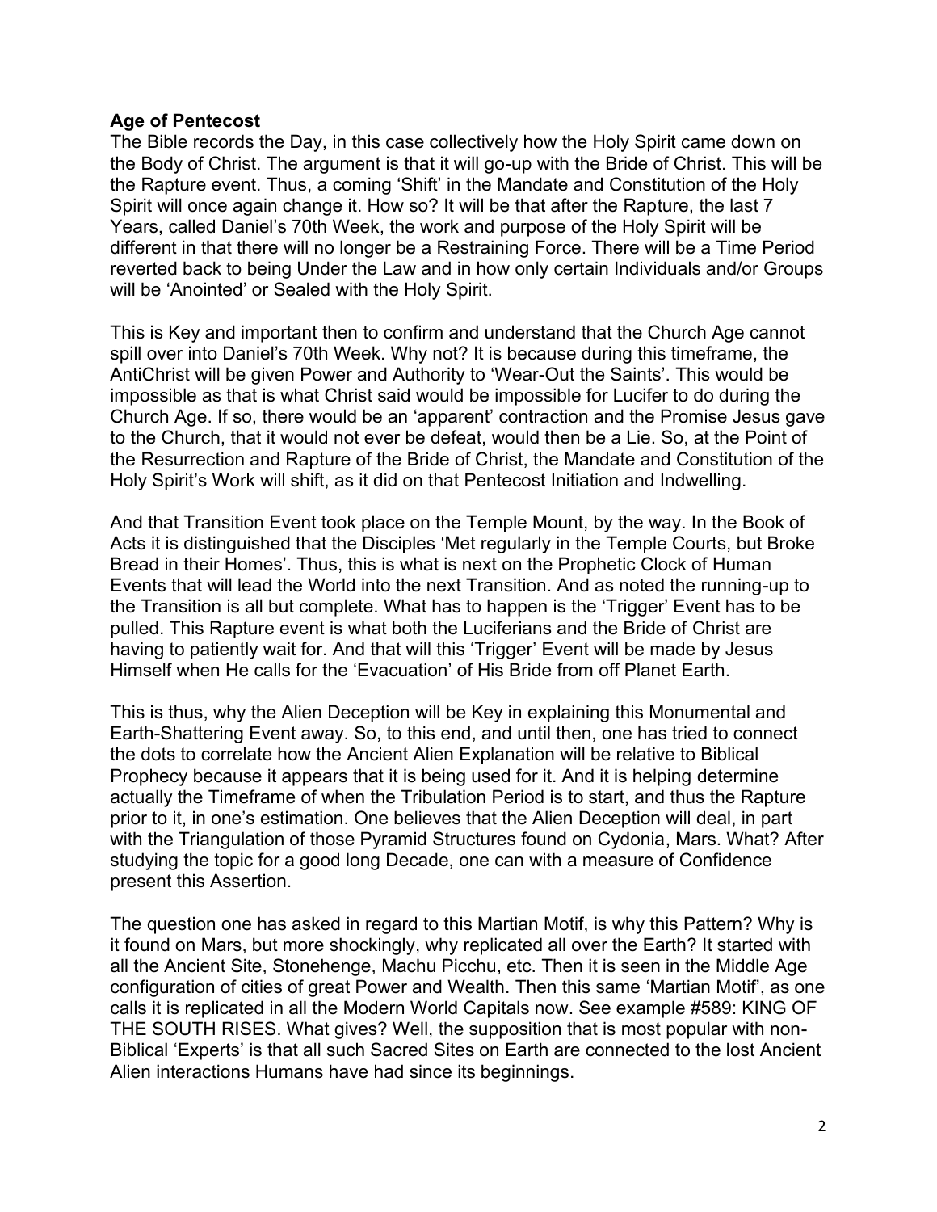**Age of Pentecost**

The Bible records the Day, in this case collectively how the Holy Spirit came down on the Body of Christ. The argument is that it will go-up with the Bride of Christ. This will be the Rapture event. Thus, a coming 'Shift' in the Mandate and Constitution of the Holy Spirit will once again change it. How so? It will be that after the Rapture, the last 7 Years, called Daniel's 70th Week, the work and purpose of the Holy Spirit will be different in that there will no longer be a Restraining Force. There will be a Time Period reverted back to being Under the Law and in how only certain Individuals and/or Groups will be 'Anointed' or Sealed with the Holy Spirit.

This is Key and important then to confirm and understand that the Church Age cannot spill over into Daniel's 70th Week. Why not? It is because during this timeframe, the AntiChrist will be given Power and Authority to 'Wear-Out the Saints'. This would be impossible as that is what Christ said would be impossible for Lucifer to do during the Church Age. If so, there would be an 'apparent' contraction and the Promise Jesus gave to the Church, that it would not ever be defeat, would then be a Lie. So, at the Point of the Resurrection and Rapture of the Bride of Christ, the Mandate and Constitution of the Holy Spirit's Work will shift, as it did on that Pentecost Initiation and Indwelling.

And that Transition Event took place on the Temple Mount, by the way. In the Book of Acts it is distinguished that the Disciples 'Met regularly in the Temple Courts, but Broke Bread in their Homes'. Thus, this is what is next on the Prophetic Clock of Human Events that will lead the World into the next Transition. And as noted the running-up to the Transition is all but complete. What has to happen is the 'Trigger' Event has to be pulled. This Rapture event is what both the Luciferians and the Bride of Christ are having to patiently wait for. And that will this 'Trigger' Event will be made by Jesus Himself when He calls for the 'Evacuation' of His Bride from off Planet Earth.

This is thus, why the Alien Deception will be Key in explaining this Monumental and Earth-Shattering Event away. So, to this end, and until then, one has tried to connect the dots to correlate how the Ancient Alien Explanation will be relative to Biblical Prophecy because it appears that it is being used for it. And it is helping determine actually the Timeframe of when the Tribulation Period is to start, and thus the Rapture prior to it, in one's estimation. One believes that the Alien Deception will deal, in part with the Triangulation of those Pyramid Structures found on Cydonia, Mars. What? After studying the topic for a good long Decade, one can with a measure of Confidence present this Assertion.

The question one has asked in regard to this Martian Motif, is why this Pattern? Why is it found on Mars, but more shockingly, why replicated all over the Earth? It started with all the Ancient Site, Stonehenge, Machu Picchu, etc. Then it is seen in the Middle Age configuration of cities of great Power and Wealth. Then this same 'Martian Motif', as one calls it is replicated in all the Modern World Capitals now. See example #589: KING OF THE SOUTH RISES. What gives? Well, the supposition that is most popular with non-Biblical 'Experts' is that all such Sacred Sites on Earth are connected to the lost Ancient Alien interactions Humans have had since its beginnings.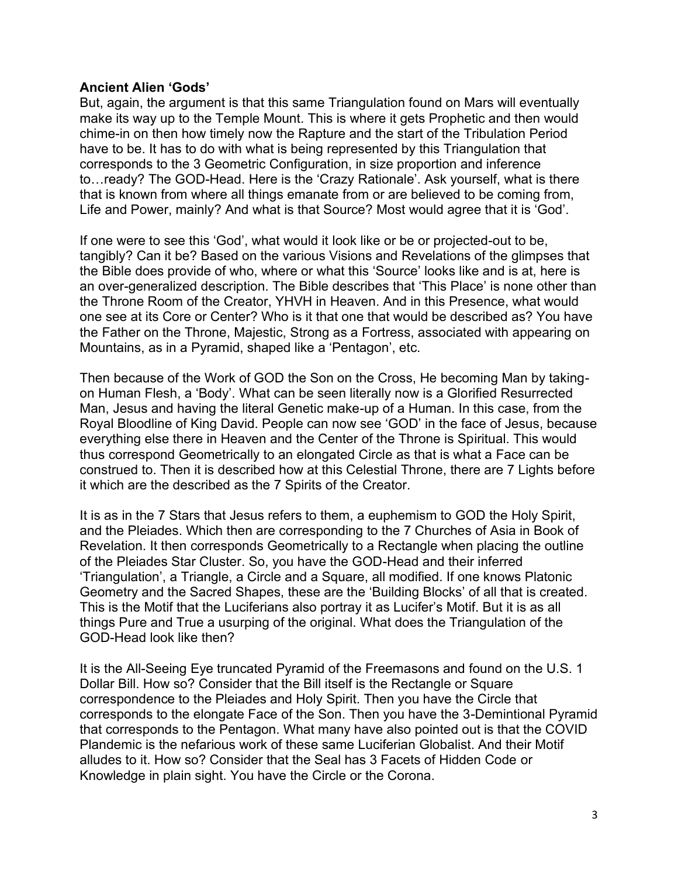**Ancient Alien 'Gods'**

But, again, the argument is that this same Triangulation found on Mars will eventually make its way up to the Temple Mount. This is where it gets Prophetic and then would chime-in on then how timely now the Rapture and the start of the Tribulation Period have to be. It has to do with what is being represented by this Triangulation that corresponds to the 3 Geometric Configuration, in size proportion and inference to…ready? The GOD-Head. Here is the 'Crazy Rationale'. Ask yourself, what is there that is known from where all things emanate from or are believed to be coming from, Life and Power, mainly? And what is that Source? Most would agree that it is 'God'.

If one were to see this 'God', what would it look like or be or projected-out to be, tangibly? Can it be? Based on the various Visions and Revelations of the glimpses that the Bible does provide of who, where or what this 'Source' looks like and is at, here is an over-generalized description. The Bible describes that 'This Place' is none other than the Throne Room of the Creator, YHVH in Heaven. And in this Presence, what would one see at its Core or Center? Who is it that one that would be described as? You have the Father on the Throne, Majestic, Strong as a Fortress, associated with appearing on Mountains, as in a Pyramid, shaped like a 'Pentagon', etc.

Then because of the Work of GOD the Son on the Cross, He becoming Man by taking-on Human Flesh, a 'Body'. What can be seen literally now is a Glorified Resurrected Man, Jesus and having the literal Genetic make-up of a Human. In this case, from the Royal Bloodline of King David. People can now see 'GOD' in the face of Jesus, because everything else there in Heaven and the Center of the Throne is Spiritual. This would thus correspond Geometrically to an elongated Circle as that is what a Face can be construed to. Then it is described how at this Celestial Throne, there are 7 Lights before it which are the described as the 7 Spirits of the Creator.

It is as in the 7 Stars that Jesus refers to them, a euphemism to GOD the Holy Spirit, and the Pleiades. Which then are corresponding to the 7 Churches of Asia in Book of Revelation. It then corresponds Geometrically to a Rectangle when placing the outline of the Pleiades Star Cluster. So, you have the GOD-Head and their inferred 'Triangulation', a Triangle, a Circle and a Square, all modified. If one knows Platonic Geometry and the Sacred Shapes, these are the 'Building Blocks' of all that is created. This is the Motif that the Luciferians also portray it as Lucifer's Motif. But it is as all things Pure and True a usurping of the original. What does the Triangulation of the GOD-Head look like then?

It is the All-Seeing Eye truncated Pyramid of the Freemasons and found on the U.S. 1 Dollar Bill. How so? Consider that the Bill itself is the Rectangle or Square correspondence to the Pleiades and Holy Spirit. Then you have the Circle that corresponds to the elongate Face of the Son. Then you have the 3-Demintional Pyramid that corresponds to the Pentagon. What many have also pointed out is that the COVID Plandemic is the nefarious work of these same Luciferian Globalist. And their Motif alludes to it. How so? Consider that the Seal has 3 Facets of Hidden Code or Knowledge in plain sight. You have the Circle or the Corona.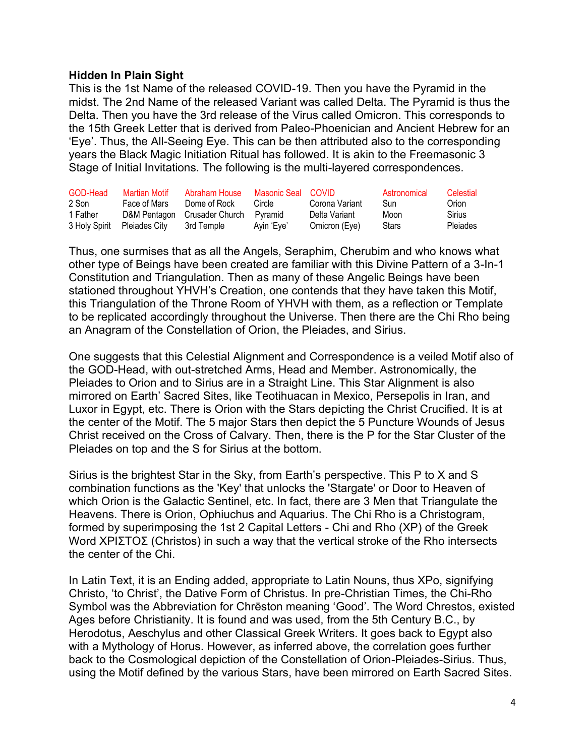**Hidden In Plain Sight**

This is the 1st Name of the released COVID-19. Then you have the Pyramid in the midst. The 2nd Name of the released Variant was called Delta. The Pyramid is thus the Delta. Then you have the 3rd release of the Virus called Omicron. This corresponds to the 15th Greek Letter that is derived from Paleo-Phoenician and Ancient Hebrew for an 'Eye'. Thus, the All-Seeing Eye. This can be then attributed also to the corresponding years the Black Magic Initiation Ritual has followed. It is akin to the Freemasonic 3 Stage of Initial Invitations. The following is the multi-layered correspondences.

| GOD-Head | Martian Motif | Abraham House | Masonic Seal | COVID | Astronomical | Celestial |
|---|---|---|---|---|---|---|
| 2 Son | Face of Mars | Dome of Rock | Circle | Corona Variant | Sun | Orion |
| 1 Father | D&M Pentagon | Crusader Church | Pyramid | Delta Variant | Moon | Sirius |
| 3 Holy Spirit | Pleiades City | 3rd Temple | Ayin 'Eye' | Omicron (Eye) | Stars | Pleiades |

Thus, one surmises that as all the Angels, Seraphim, Cherubim and who knows what other type of Beings have been created are familiar with this Divine Pattern of a 3-In-1 Constitution and Triangulation. Then as many of these Angelic Beings have been stationed throughout YHVH's Creation, one contends that they have taken this Motif, this Triangulation of the Throne Room of YHVH with them, as a reflection or Template to be replicated accordingly throughout the Universe. Then there are the Chi Rho being an Anagram of the Constellation of Orion, the Pleiades, and Sirius.

One suggests that this Celestial Alignment and Correspondence is a veiled Motif also of the GOD-Head, with out-stretched Arms, Head and Member. Astronomically, the Pleiades to Orion and to Sirius are in a Straight Line. This Star Alignment is also mirrored on Earth' Sacred Sites, like Teotihuacan in Mexico, Persepolis in Iran, and Luxor in Egypt, etc. There is Orion with the Stars depicting the Christ Crucified. It is at the center of the Motif. The 5 major Stars then depict the 5 Puncture Wounds of Jesus Christ received on the Cross of Calvary. Then, there is the P for the Star Cluster of the Pleiades on top and the S for Sirius at the bottom.

Sirius is the brightest Star in the Sky, from Earth's perspective. This P to X and S combination functions as the 'Key' that unlocks the 'Stargate' or Door to Heaven of which Orion is the Galactic Sentinel, etc. In fact, there are 3 Men that Triangulate the Heavens. There is Orion, Ophiuchus and Aquarius. The Chi Rho is a Christogram, formed by superimposing the 1st 2 Capital Letters - Chi and Rho (XP) of the Greek Word ΧΡΙΣΤΟΣ (Christos) in such a way that the vertical stroke of the Rho intersects the center of the Chi.

In Latin Text, it is an Ending added, appropriate to Latin Nouns, thus XPo, signifying Christo, 'to Christ', the Dative Form of Christus. In pre-Christian Times, the Chi-Rho Symbol was the Abbreviation for Chrēston meaning 'Good'. The Word Chrestos, existed Ages before Christianity. It is found and was used, from the 5th Century B.C., by Herodotus, Aeschylus and other Classical Greek Writers. It goes back to Egypt also with a Mythology of Horus. However, as inferred above, the correlation goes further back to the Cosmological depiction of the Constellation of Orion-Pleiades-Sirius. Thus, using the Motif defined by the various Stars, have been mirrored on Earth Sacred Sites.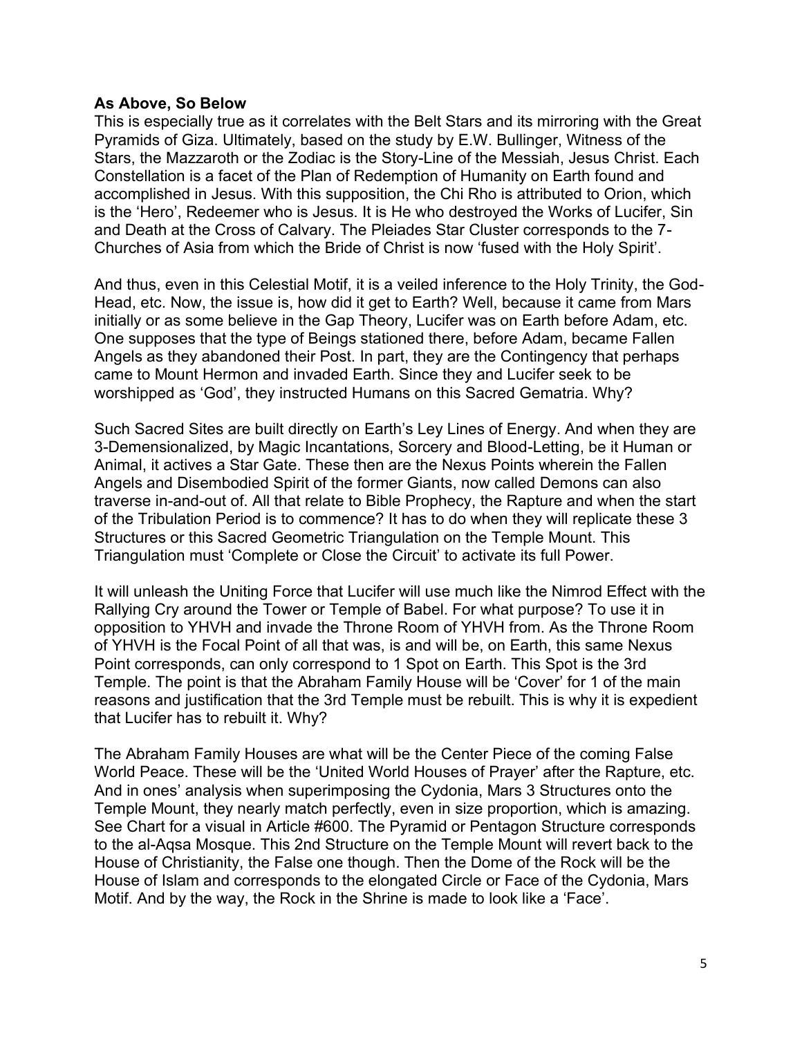**As Above, So Below**

This is especially true as it correlates with the Belt Stars and its mirroring with the Great Pyramids of Giza. Ultimately, based on the study by E.W. Bullinger, Witness of the Stars, the Mazzaroth or the Zodiac is the Story-Line of the Messiah, Jesus Christ. Each Constellation is a facet of the Plan of Redemption of Humanity on Earth found and accomplished in Jesus. With this supposition, the Chi Rho is attributed to Orion, which is the 'Hero', Redeemer who is Jesus. It is He who destroyed the Works of Lucifer, Sin and Death at the Cross of Calvary. The Pleiades Star Cluster corresponds to the 7-Churches of Asia from which the Bride of Christ is now 'fused with the Holy Spirit'.

And thus, even in this Celestial Motif, it is a veiled inference to the Holy Trinity, the God-Head, etc. Now, the issue is, how did it get to Earth? Well, because it came from Mars initially or as some believe in the Gap Theory, Lucifer was on Earth before Adam, etc. One supposes that the type of Beings stationed there, before Adam, became Fallen Angels as they abandoned their Post. In part, they are the Contingency that perhaps came to Mount Hermon and invaded Earth. Since they and Lucifer seek to be worshipped as 'God', they instructed Humans on this Sacred Gematria. Why?

Such Sacred Sites are built directly on Earth's Ley Lines of Energy. And when they are 3-Demensionalized, by Magic Incantations, Sorcery and Blood-Letting, be it Human or Animal, it actives a Star Gate. These then are the Nexus Points wherein the Fallen Angels and Disembodied Spirit of the former Giants, now called Demons can also traverse in-and-out of. All that relate to Bible Prophecy, the Rapture and when the start of the Tribulation Period is to commence? It has to do when they will replicate these 3 Structures or this Sacred Geometric Triangulation on the Temple Mount. This Triangulation must 'Complete or Close the Circuit' to activate its full Power.

It will unleash the Uniting Force that Lucifer will use much like the Nimrod Effect with the Rallying Cry around the Tower or Temple of Babel. For what purpose? To use it in opposition to YHVH and invade the Throne Room of YHVH from. As the Throne Room of YHVH is the Focal Point of all that was, is and will be, on Earth, this same Nexus Point corresponds, can only correspond to 1 Spot on Earth. This Spot is the 3rd Temple. The point is that the Abraham Family House will be 'Cover' for 1 of the main reasons and justification that the 3rd Temple must be rebuilt. This is why it is expedient that Lucifer has to rebuilt it. Why?

The Abraham Family Houses are what will be the Center Piece of the coming False World Peace. These will be the 'United World Houses of Prayer' after the Rapture, etc. And in ones' analysis when superimposing the Cydonia, Mars 3 Structures onto the Temple Mount, they nearly match perfectly, even in size proportion, which is amazing. See Chart for a visual in Article #600. The Pyramid or Pentagon Structure corresponds to the al-Aqsa Mosque. This 2nd Structure on the Temple Mount will revert back to the House of Christianity, the False one though. Then the Dome of the Rock will be the House of Islam and corresponds to the elongated Circle or Face of the Cydonia, Mars Motif. And by the way, the Rock in the Shrine is made to look like a 'Face'.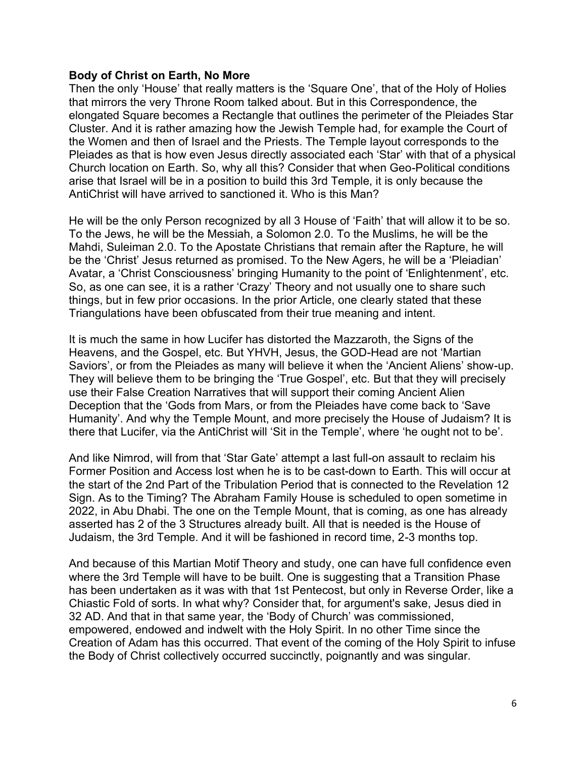**Body of Christ on Earth, No More**

Then the only 'House' that really matters is the 'Square One', that of the Holy of Holies that mirrors the very Throne Room talked about. But in this Correspondence, the elongated Square becomes a Rectangle that outlines the perimeter of the Pleiades Star Cluster. And it is rather amazing how the Jewish Temple had, for example the Court of the Women and then of Israel and the Priests. The Temple layout corresponds to the Pleiades as that is how even Jesus directly associated each 'Star' with that of a physical Church location on Earth. So, why all this? Consider that when Geo-Political conditions arise that Israel will be in a position to build this 3rd Temple, it is only because the AntiChrist will have arrived to sanctioned it. Who is this Man?

He will be the only Person recognized by all 3 House of 'Faith' that will allow it to be so. To the Jews, he will be the Messiah, a Solomon 2.0. To the Muslims, he will be the Mahdi, Suleiman 2.0. To the Apostate Christians that remain after the Rapture, he will be the 'Christ' Jesus returned as promised. To the New Agers, he will be a 'Pleiadian' Avatar, a 'Christ Consciousness' bringing Humanity to the point of 'Enlightenment', etc. So, as one can see, it is a rather 'Crazy' Theory and not usually one to share such things, but in few prior occasions. In the prior Article, one clearly stated that these Triangulations have been obfuscated from their true meaning and intent.

It is much the same in how Lucifer has distorted the Mazzaroth, the Signs of the Heavens, and the Gospel, etc. But YHVH, Jesus, the GOD-Head are not 'Martian Saviors', or from the Pleiades as many will believe it when the 'Ancient Aliens' show-up. They will believe them to be bringing the 'True Gospel', etc. But that they will precisely use their False Creation Narratives that will support their coming Ancient Alien Deception that the 'Gods from Mars, or from the Pleiades have come back to 'Save Humanity'. And why the Temple Mount, and more precisely the House of Judaism? It is there that Lucifer, via the AntiChrist will 'Sit in the Temple', where 'he ought not to be'.

And like Nimrod, will from that 'Star Gate' attempt a last full-on assault to reclaim his Former Position and Access lost when he is to be cast-down to Earth. This will occur at the start of the 2nd Part of the Tribulation Period that is connected to the Revelation 12 Sign. As to the Timing? The Abraham Family House is scheduled to open sometime in 2022, in Abu Dhabi. The one on the Temple Mount, that is coming, as one has already asserted has 2 of the 3 Structures already built. All that is needed is the House of Judaism, the 3rd Temple. And it will be fashioned in record time, 2-3 months top.

And because of this Martian Motif Theory and study, one can have full confidence even where the 3rd Temple will have to be built. One is suggesting that a Transition Phase has been undertaken as it was with that 1st Pentecost, but only in Reverse Order, like a Chiastic Fold of sorts. In what why? Consider that, for argument's sake, Jesus died in 32 AD. And that in that same year, the 'Body of Church' was commissioned, empowered, endowed and indwelt with the Holy Spirit. In no other Time since the Creation of Adam has this occurred. That event of the coming of the Holy Spirit to infuse the Body of Christ collectively occurred succinctly, poignantly and was singular.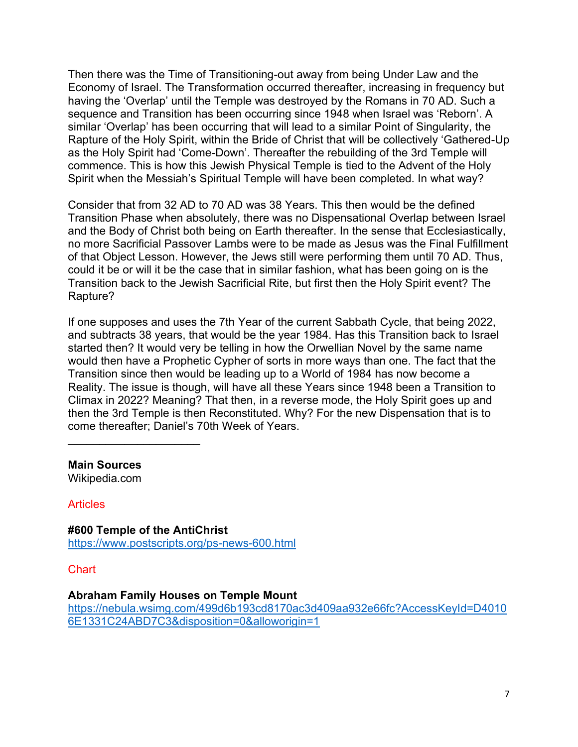Then there was the Time of Transitioning-out away from being Under Law and the Economy of Israel. The Transformation occurred thereafter, increasing in frequency but having the 'Overlap' until the Temple was destroyed by the Romans in 70 AD. Such a sequence and Transition has been occurring since 1948 when Israel was 'Reborn'. A similar 'Overlap' has been occurring that will lead to a similar Point of Singularity, the Rapture of the Holy Spirit, within the Bride of Christ that will be collectively 'Gathered-Up as the Holy Spirit had 'Come-Down'. Thereafter the rebuilding of the 3rd Temple will commence. This is how this Jewish Physical Temple is tied to the Advent of the Holy Spirit when the Messiah's Spiritual Temple will have been completed. In what way?

Consider that from 32 AD to 70 AD was 38 Years. This then would be the defined Transition Phase when absolutely, there was no Dispensational Overlap between Israel and the Body of Christ both being on Earth thereafter. In the sense that Ecclesiastically, no more Sacrificial Passover Lambs were to be made as Jesus was the Final Fulfillment of that Object Lesson. However, the Jews still were performing them until 70 AD. Thus, could it be or will it be the case that in similar fashion, what has been going on is the Transition back to the Jewish Sacrificial Rite, but first then the Holy Spirit event? The Rapture?

If one supposes and uses the 7th Year of the current Sabbath Cycle, that being 2022, and subtracts 38 years, that would be the year 1984. Has this Transition back to Israel started then? It would very be telling in how the Orwellian Novel by the same name would then have a Prophetic Cypher of sorts in more ways than one. The fact that the Transition since then would be leading up to a World of 1984 has now become a Reality. The issue is though, will have all these Years since 1948 been a Transition to Climax in 2022? Meaning? That then, in a reverse mode, the Holy Spirit goes up and then the 3rd Temple is then Reconstituted. Why? For the new Dispensation that is to come thereafter; Daniel's 70th Week of Years.

_____________________

**Main Sources**
Wikipedia.com

Articles

**#600 Temple of the AntiChrist**
https://www.postscripts.org/ps-news-600.html

Chart

**Abraham Family Houses on Temple Mount**
https://nebula.wsimg.com/499d6b193cd8170ac3d409aa932e66fc?AccessKeyId=D40106E1331C24ABD7C3&disposition=0&alloworigin=1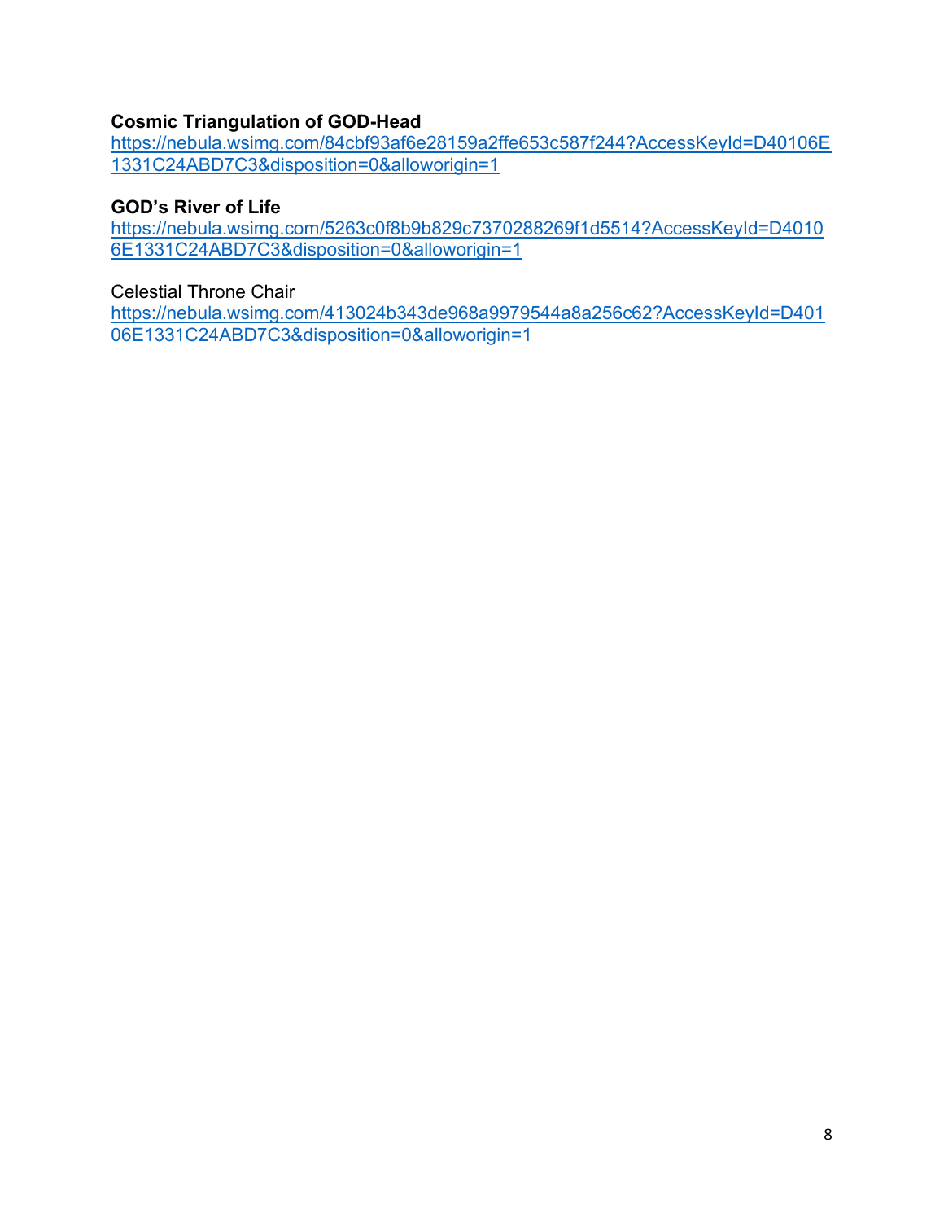**Cosmic Triangulation of GOD-Head**
https://nebula.wsimg.com/84cbf93af6e28159a2ffe653c587f244?AccessKeyId=D40106E1331C24ABD7C3&disposition=0&alloworigin=1

**GOD's River of Life**
https://nebula.wsimg.com/5263c0f8b9b829c7370288269f1d5514?AccessKeyId=D40106E1331C24ABD7C3&disposition=0&alloworigin=1

Celestial Throne Chair
https://nebula.wsimg.com/413024b343de968a9979544a8a256c62?AccessKeyId=D40106E1331C24ABD7C3&disposition=0&alloworigin=1